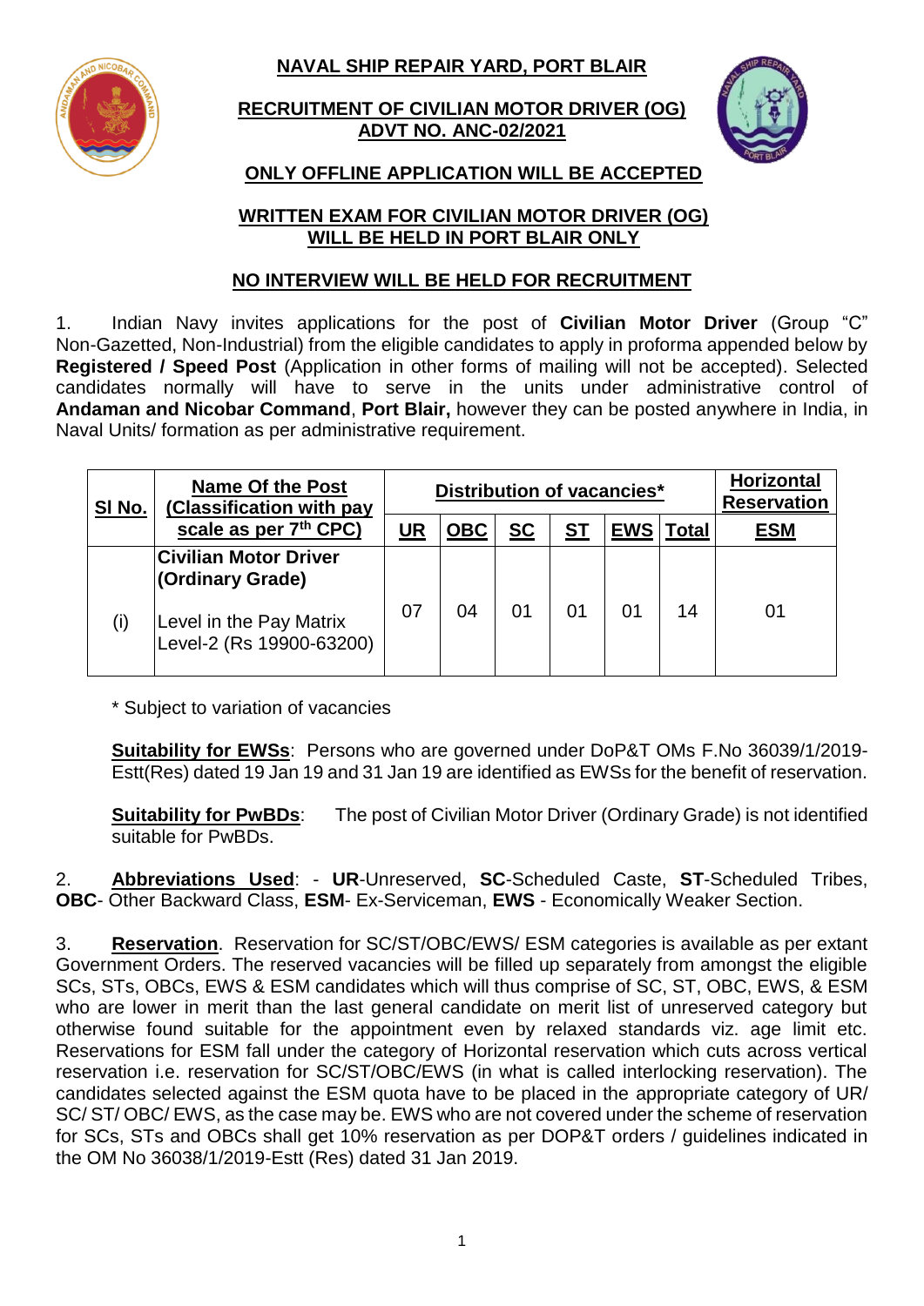# NAVAL SHIP REPAIR YARD, PORT BLAIR

## RECRUITMENT OF CIVILIAN MOTOR DRIVER (OG) ADVT NO. ANC-02/2021

## ONLY OFFLINE APPLICATION WILL BE ACCEPTED

## WRITTEN EXAM FOR CIVILIAN MOTOR DRIVER (OG) WILL BE HELD IN PORT BLAIR ONLY

## NO INTERVIEW WILL BE HELD FOR RECRUITMENT

1. Indian Navy invites applications for the post of **Civilian Motor Driver** (Group "C" Non-Gazetted, Non-Industrial) from the eligible candidates to apply in proforma appended below by **Registered / Speed Post** (Application in other forms of mailing will not be accepted). Selected candidates normally will have to serve in the units under administrative control of **Andaman and Nicobar Command**, **Port Blair,** however they can be posted anywhere in India, in Naval Units/ formation as per administrative requirement.

| Sl No. | Name Of the Post (Classification with pay scale as per 7th CPC) | Distribution of vacancies* | | | | | | Horizontal Reservation |
|---|---|---|---|---|---|---|---|---|
| | | UR | OBC | SC | ST | EWS | Total | ESM |
| (i) | **Civilian Motor Driver (Ordinary Grade)**<br><br>Level in the Pay Matrix Level-2 (Rs 19900-63200) | 07 | 04 | 01 | 01 | 01 | 14 | 01 |

\* Subject to variation of vacancies

**Suitability for EWSs**: Persons who are governed under DoP&T OMs F.No 36039/1/2019-Estt(Res) dated 19 Jan 19 and 31 Jan 19 are identified as EWSs for the benefit of reservation.

**Suitability for PwBDs**: The post of Civilian Motor Driver (Ordinary Grade) is not identified suitable for PwBDs.

2. **Abbreviations Used**: - **UR**-Unreserved, **SC**-Scheduled Caste, **ST**-Scheduled Tribes, **OBC**- Other Backward Class, **ESM**- Ex-Serviceman, **EWS** - Economically Weaker Section.

3. **Reservation**. Reservation for SC/ST/OBC/EWS/ ESM categories is available as per extant Government Orders. The reserved vacancies will be filled up separately from amongst the eligible SCs, STs, OBCs, EWS & ESM candidates which will thus comprise of SC, ST, OBC, EWS, & ESM who are lower in merit than the last general candidate on merit list of unreserved category but otherwise found suitable for the appointment even by relaxed standards viz. age limit etc. Reservations for ESM fall under the category of Horizontal reservation which cuts across vertical reservation i.e. reservation for SC/ST/OBC/EWS (in what is called interlocking reservation). The candidates selected against the ESM quota have to be placed in the appropriate category of UR/ SC/ ST/ OBC/ EWS, as the case may be. EWS who are not covered under the scheme of reservation for SCs, STs and OBCs shall get 10% reservation as per DOP&T orders / guidelines indicated in the OM No 36038/1/2019-Estt (Res) dated 31 Jan 2019.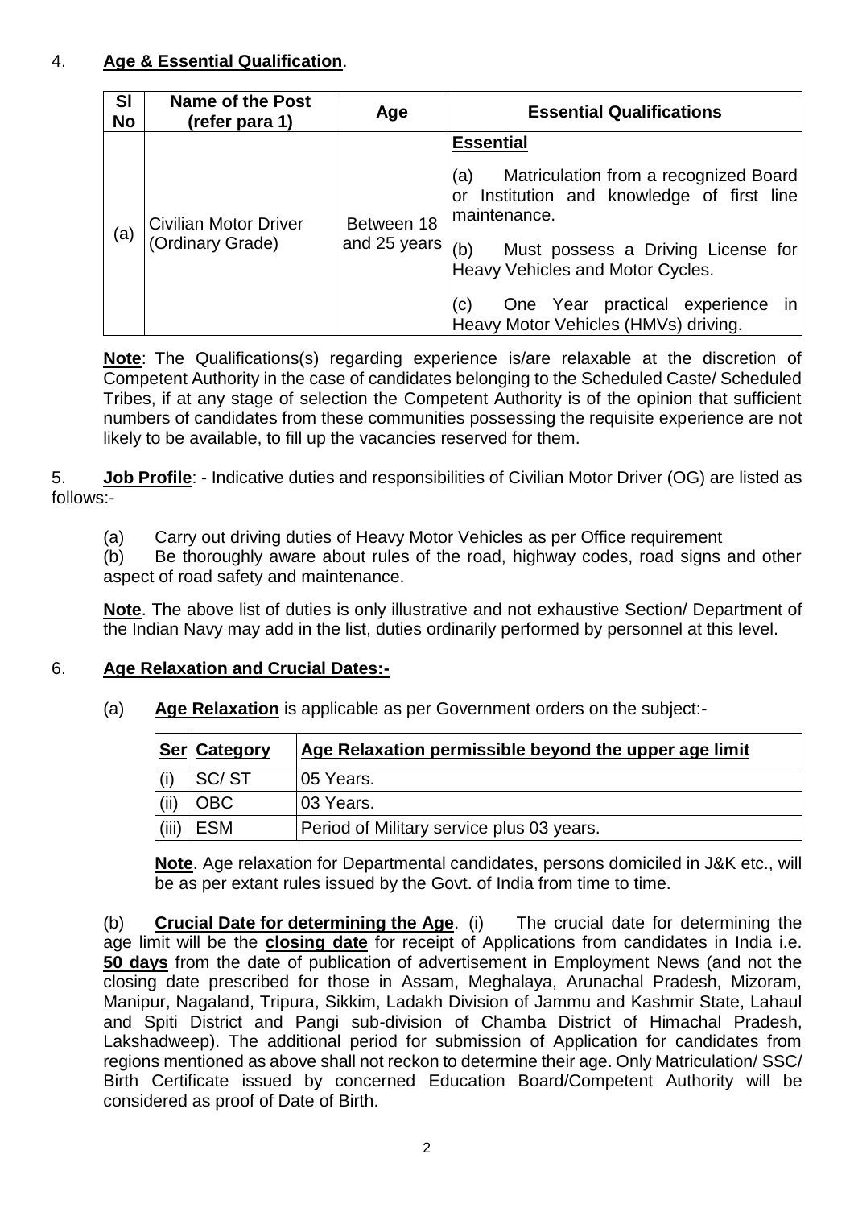4. **Age & Essential Qualification**.

| Sl No | Name of the Post (refer para 1) | Age | Essential Qualifications |
|---|---|---|---|
| (a) | Civilian Motor Driver (Ordinary Grade) | Between 18 and 25 years | **Essential**<br><br>(a) Matriculation from a recognized Board or Institution and knowledge of first line maintenance.<br><br>(b) Must possess a Driving License for Heavy Vehicles and Motor Cycles.<br><br>(c) One Year practical experience in Heavy Motor Vehicles (HMVs) driving. |

**Note**: The Qualifications(s) regarding experience is/are relaxable at the discretion of Competent Authority in the case of candidates belonging to the Scheduled Caste/ Scheduled Tribes, if at any stage of selection the Competent Authority is of the opinion that sufficient numbers of candidates from these communities possessing the requisite experience are not likely to be available, to fill up the vacancies reserved for them.

5. **Job Profile**: - Indicative duties and responsibilities of Civilian Motor Driver (OG) are listed as follows:-

(a) Carry out driving duties of Heavy Motor Vehicles as per Office requirement

(b) Be thoroughly aware about rules of the road, highway codes, road signs and other aspect of road safety and maintenance.

**Note**. The above list of duties is only illustrative and not exhaustive Section/ Department of the Indian Navy may add in the list, duties ordinarily performed by personnel at this level.

6. **Age Relaxation and Crucial Dates:-**

(a) **Age Relaxation** is applicable as per Government orders on the subject:-

| Ser | Category | Age Relaxation permissible beyond the upper age limit |
|---|---|---|
| (i) | SC/ ST | 05 Years. |
| (ii) | OBC | 03 Years. |
| (iii) | ESM | Period of Military service plus 03 years. |

**Note**. Age relaxation for Departmental candidates, persons domiciled in J&K etc., will be as per extant rules issued by the Govt. of India from time to time.

(b) **Crucial Date for determining the Age**. (i) The crucial date for determining the age limit will be the **closing date** for receipt of Applications from candidates in India i.e. **50 days** from the date of publication of advertisement in Employment News (and not the closing date prescribed for those in Assam, Meghalaya, Arunachal Pradesh, Mizoram, Manipur, Nagaland, Tripura, Sikkim, Ladakh Division of Jammu and Kashmir State, Lahaul and Spiti District and Pangi sub-division of Chamba District of Himachal Pradesh, Lakshadweep). The additional period for submission of Application for candidates from regions mentioned as above shall not reckon to determine their age. Only Matriculation/ SSC/ Birth Certificate issued by concerned Education Board/Competent Authority will be considered as proof of Date of Birth.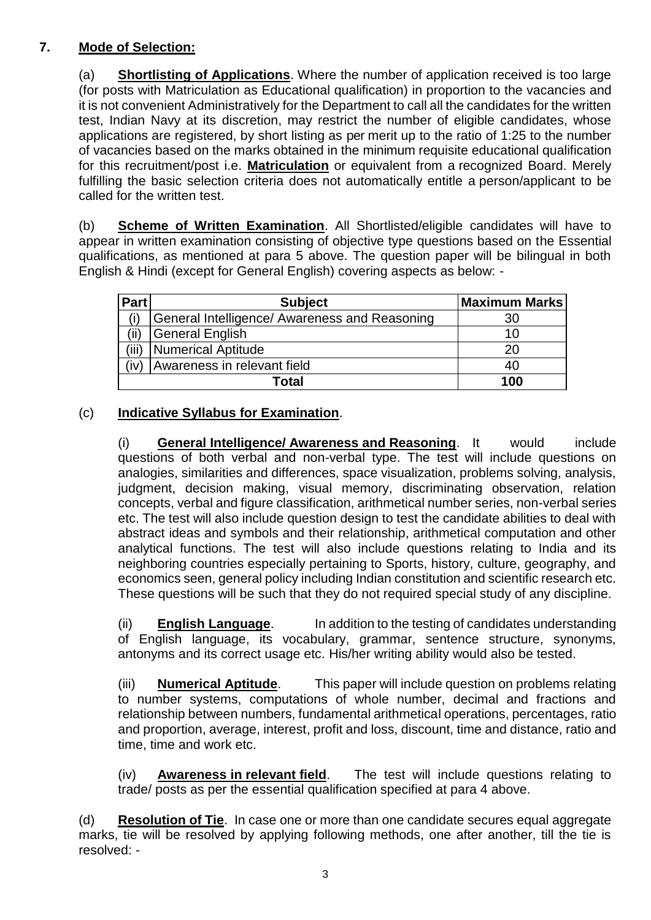## 7. **Mode of Selection:**

(a) **Shortlisting of Applications**. Where the number of application received is too large (for posts with Matriculation as Educational qualification) in proportion to the vacancies and it is not convenient Administratively for the Department to call all the candidates for the written test, Indian Navy at its discretion, may restrict the number of eligible candidates, whose applications are registered, by short listing as per merit up to the ratio of 1:25 to the number of vacancies based on the marks obtained in the minimum requisite educational qualification for this recruitment/post i.e. **Matriculation** or equivalent from a recognized Board. Merely fulfilling the basic selection criteria does not automatically entitle a person/applicant to be called for the written test.

(b) **Scheme of Written Examination**. All Shortlisted/eligible candidates will have to appear in written examination consisting of objective type questions based on the Essential qualifications, as mentioned at para 5 above. The question paper will be bilingual in both English & Hindi (except for General English) covering aspects as below: -

| Part | Subject | Maximum Marks |
|---|---|---|
| (i) | General Intelligence/ Awareness and Reasoning | 30 |
| (ii) | General English | 10 |
| (iii) | Numerical Aptitude | 20 |
| (iv) | Awareness in relevant field | 40 |
| **Total** | | **100** |

(c) **Indicative Syllabus for Examination**.

(i) **General Intelligence/ Awareness and Reasoning**. It would include questions of both verbal and non-verbal type. The test will include questions on analogies, similarities and differences, space visualization, problems solving, analysis, judgment, decision making, visual memory, discriminating observation, relation concepts, verbal and figure classification, arithmetical number series, non-verbal series etc. The test will also include question design to test the candidate abilities to deal with abstract ideas and symbols and their relationship, arithmetical computation and other analytical functions. The test will also include questions relating to India and its neighboring countries especially pertaining to Sports, history, culture, geography, and economics seen, general policy including Indian constitution and scientific research etc. These questions will be such that they do not required special study of any discipline.

(ii) **English Language**. In addition to the testing of candidates understanding of English language, its vocabulary, grammar, sentence structure, synonyms, antonyms and its correct usage etc. His/her writing ability would also be tested.

(iii) **Numerical Aptitude**. This paper will include question on problems relating to number systems, computations of whole number, decimal and fractions and relationship between numbers, fundamental arithmetical operations, percentages, ratio and proportion, average, interest, profit and loss, discount, time and distance, ratio and time, time and work etc.

(iv) **Awareness in relevant field**. The test will include questions relating to trade/ posts as per the essential qualification specified at para 4 above.

(d) **Resolution of Tie**. In case one or more than one candidate secures equal aggregate marks, tie will be resolved by applying following methods, one after another, till the tie is resolved: -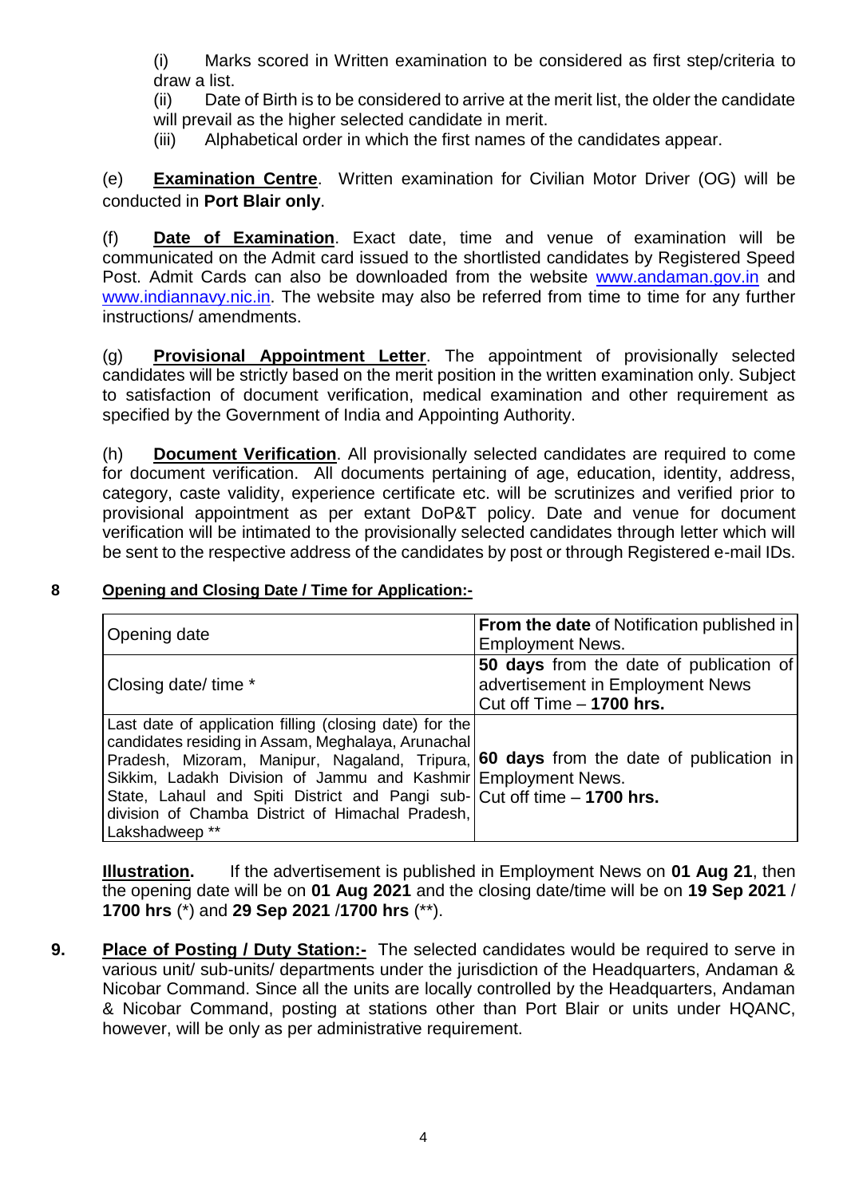(i) Marks scored in Written examination to be considered as first step/criteria to draw a list.

(ii) Date of Birth is to be considered to arrive at the merit list, the older the candidate will prevail as the higher selected candidate in merit.

(iii) Alphabetical order in which the first names of the candidates appear.

(e) **Examination Centre**. Written examination for Civilian Motor Driver (OG) will be conducted in **Port Blair only**.

(f) **Date of Examination**. Exact date, time and venue of examination will be communicated on the Admit card issued to the shortlisted candidates by Registered Speed Post. Admit Cards can also be downloaded from the website www.andaman.gov.in and www.indiannavy.nic.in. The website may also be referred from time to time for any further instructions/ amendments.

(g) **Provisional Appointment Letter**. The appointment of provisionally selected candidates will be strictly based on the merit position in the written examination only. Subject to satisfaction of document verification, medical examination and other requirement as specified by the Government of India and Appointing Authority.

(h) **Document Verification**. All provisionally selected candidates are required to come for document verification. All documents pertaining of age, education, identity, address, category, caste validity, experience certificate etc. will be scrutinizes and verified prior to provisional appointment as per extant DoP&T policy. Date and venue for document verification will be intimated to the provisionally selected candidates through letter which will be sent to the respective address of the candidates by post or through Registered e-mail IDs.

**8 Opening and Closing Date / Time for Application:-**

| Opening date | **From the date** of Notification published in Employment News. |
|---|---|
| Closing date/ time * | **50 days** from the date of publication of advertisement in Employment News<br>Cut off Time – **1700 hrs.** |
| Last date of application filling (closing date) for the candidates residing in Assam, Meghalaya, Arunachal Pradesh, Mizoram, Manipur, Nagaland, Tripura, Sikkim, Ladakh Division of Jammu and Kashmir State, Lahaul and Spiti District and Pangi sub-division of Chamba District of Himachal Pradesh, Lakshadweep ** | **60 days** from the date of publication in Employment News.<br>Cut off time – **1700 hrs.** |

**Illustration.** If the advertisement is published in Employment News on **01 Aug 21**, then the opening date will be on **01 Aug 2021** and the closing date/time will be on **19 Sep 2021** / **1700 hrs** (*) and **29 Sep 2021** /**1700 hrs** (**).

**9. Place of Posting / Duty Station:-** The selected candidates would be required to serve in various unit/ sub-units/ departments under the jurisdiction of the Headquarters, Andaman & Nicobar Command. Since all the units are locally controlled by the Headquarters, Andaman & Nicobar Command, posting at stations other than Port Blair or units under HQANC, however, will be only as per administrative requirement.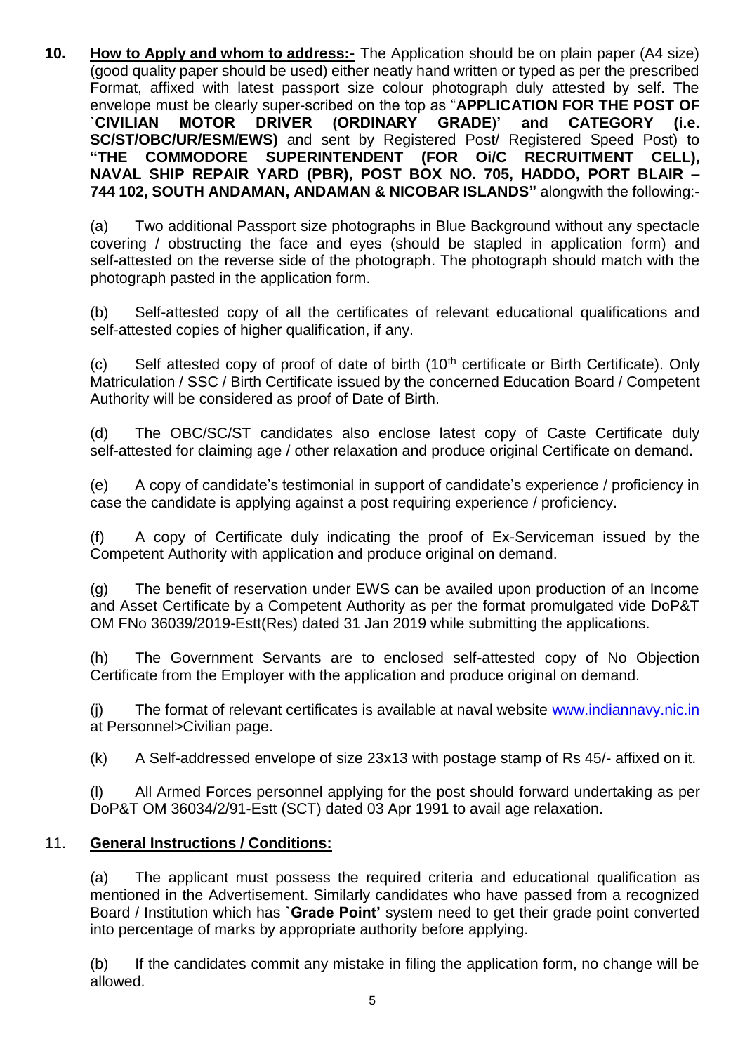**10. <u>How to Apply and whom to address:-</u>** The Application should be on plain paper (A4 size) (good quality paper should be used) either neatly hand written or typed as per the prescribed Format, affixed with latest passport size colour photograph duly attested by self. The envelope must be clearly super-scribed on the top as "**APPLICATION FOR THE POST OF `CIVILIAN MOTOR DRIVER (ORDINARY GRADE)' and CATEGORY (i.e. SC/ST/OBC/UR/ESM/EWS)** and sent by Registered Post/ Registered Speed Post) to **"THE COMMODORE SUPERINTENDENT (FOR OI/C RECRUITMENT CELL), NAVAL SHIP REPAIR YARD (PBR), POST BOX NO. 705, HADDO, PORT BLAIR – 744 102, SOUTH ANDAMAN, ANDAMAN & NICOBAR ISLANDS"** alongwith the following:-

(a) Two additional Passport size photographs in Blue Background without any spectacle covering / obstructing the face and eyes (should be stapled in application form) and self-attested on the reverse side of the photograph. The photograph should match with the photograph pasted in the application form.

(b) Self-attested copy of all the certificates of relevant educational qualifications and self-attested copies of higher qualification, if any.

(c) Self attested copy of proof of date of birth (10th certificate or Birth Certificate). Only Matriculation / SSC / Birth Certificate issued by the concerned Education Board / Competent Authority will be considered as proof of Date of Birth.

(d) The OBC/SC/ST candidates also enclose latest copy of Caste Certificate duly self-attested for claiming age / other relaxation and produce original Certificate on demand.

(e) A copy of candidate's testimonial in support of candidate's experience / proficiency in case the candidate is applying against a post requiring experience / proficiency.

(f) A copy of Certificate duly indicating the proof of Ex-Serviceman issued by the Competent Authority with application and produce original on demand.

(g) The benefit of reservation under EWS can be availed upon production of an Income and Asset Certificate by a Competent Authority as per the format promulgated vide DoP&T OM FNo 36039/2019-Estt(Res) dated 31 Jan 2019 while submitting the applications.

(h) The Government Servants are to enclosed self-attested copy of No Objection Certificate from the Employer with the application and produce original on demand.

(j) The format of relevant certificates is available at naval website www.indiannavy.nic.in at Personnel>Civilian page.

(k) A Self-addressed envelope of size 23x13 with postage stamp of Rs 45/- affixed on it.

(l) All Armed Forces personnel applying for the post should forward undertaking as per DoP&T OM 36034/2/91-Estt (SCT) dated 03 Apr 1991 to avail age relaxation.

11. **<u>General Instructions / Conditions:</u>**

(a) The applicant must possess the required criteria and educational qualification as mentioned in the Advertisement. Similarly candidates who have passed from a recognized Board / Institution which has **`Grade Point'** system need to get their grade point converted into percentage of marks by appropriate authority before applying.

(b) If the candidates commit any mistake in filing the application form, no change will be allowed.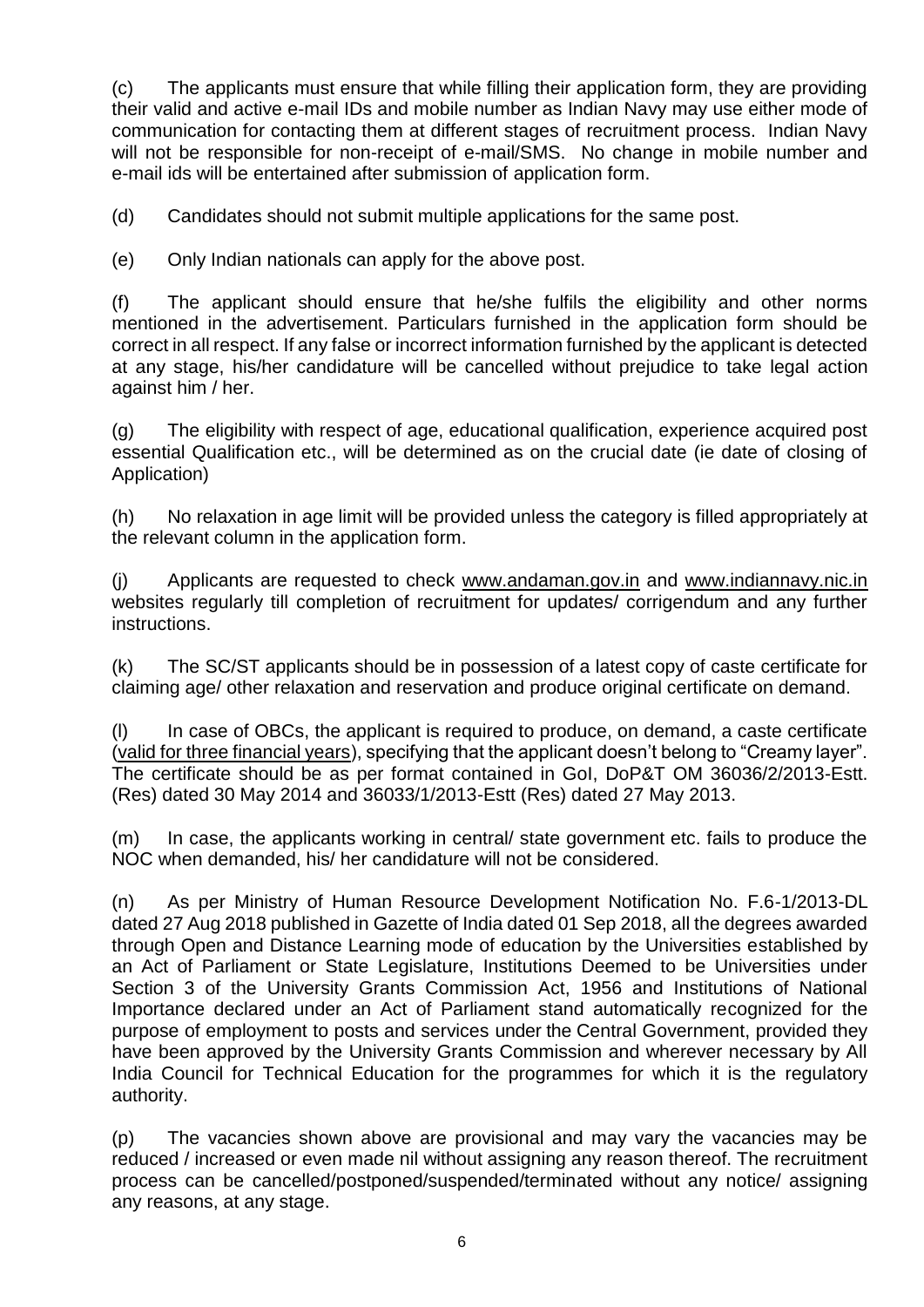(c) The applicants must ensure that while filling their application form, they are providing their valid and active e-mail IDs and mobile number as Indian Navy may use either mode of communication for contacting them at different stages of recruitment process. Indian Navy will not be responsible for non-receipt of e-mail/SMS. No change in mobile number and e-mail ids will be entertained after submission of application form.

(d) Candidates should not submit multiple applications for the same post.

(e) Only Indian nationals can apply for the above post.

(f) The applicant should ensure that he/she fulfils the eligibility and other norms mentioned in the advertisement. Particulars furnished in the application form should be correct in all respect. If any false or incorrect information furnished by the applicant is detected at any stage, his/her candidature will be cancelled without prejudice to take legal action against him / her.

(g) The eligibility with respect of age, educational qualification, experience acquired post essential Qualification etc., will be determined as on the crucial date (ie date of closing of Application)

(h) No relaxation in age limit will be provided unless the category is filled appropriately at the relevant column in the application form.

(j) Applicants are requested to check www.andaman.gov.in and www.indiannavy.nic.in websites regularly till completion of recruitment for updates/ corrigendum and any further instructions.

(k) The SC/ST applicants should be in possession of a latest copy of caste certificate for claiming age/ other relaxation and reservation and produce original certificate on demand.

(l) In case of OBCs, the applicant is required to produce, on demand, a caste certificate (valid for three financial years), specifying that the applicant doesn't belong to "Creamy layer". The certificate should be as per format contained in GoI, DoP&T OM 36036/2/2013-Estt. (Res) dated 30 May 2014 and 36033/1/2013-Estt (Res) dated 27 May 2013.

(m) In case, the applicants working in central/ state government etc. fails to produce the NOC when demanded, his/ her candidature will not be considered.

(n) As per Ministry of Human Resource Development Notification No. F.6-1/2013-DL dated 27 Aug 2018 published in Gazette of India dated 01 Sep 2018, all the degrees awarded through Open and Distance Learning mode of education by the Universities established by an Act of Parliament or State Legislature, Institutions Deemed to be Universities under Section 3 of the University Grants Commission Act, 1956 and Institutions of National Importance declared under an Act of Parliament stand automatically recognized for the purpose of employment to posts and services under the Central Government, provided they have been approved by the University Grants Commission and wherever necessary by All India Council for Technical Education for the programmes for which it is the regulatory authority.

(p) The vacancies shown above are provisional and may vary the vacancies may be reduced / increased or even made nil without assigning any reason thereof. The recruitment process can be cancelled/postponed/suspended/terminated without any notice/ assigning any reasons, at any stage.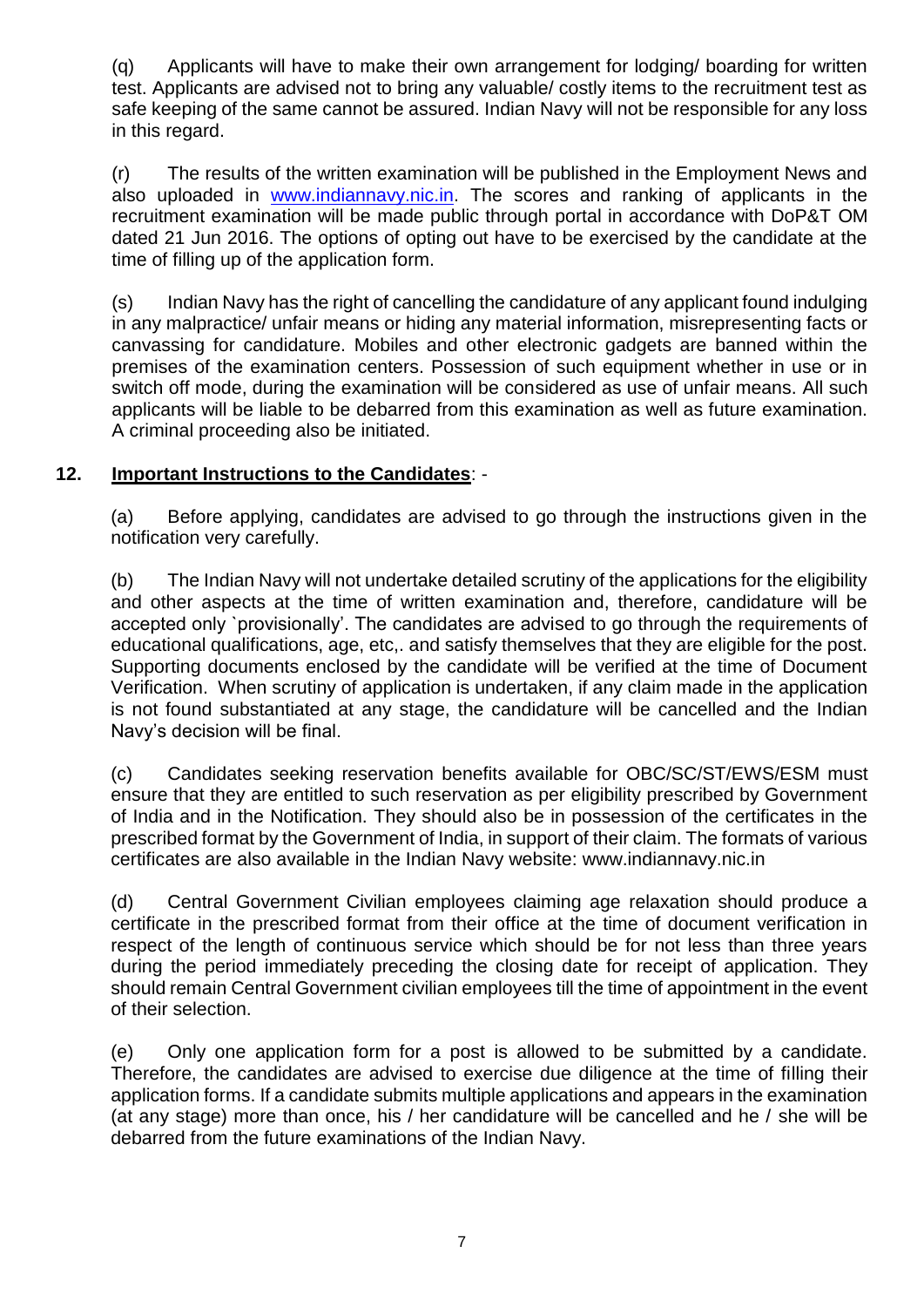(q) Applicants will have to make their own arrangement for lodging/ boarding for written test. Applicants are advised not to bring any valuable/ costly items to the recruitment test as safe keeping of the same cannot be assured. Indian Navy will not be responsible for any loss in this regard.

(r) The results of the written examination will be published in the Employment News and also uploaded in [www.indiannavy.nic.in](http://www.indiannavy.nic.in). The scores and ranking of applicants in the recruitment examination will be made public through portal in accordance with DoP&T OM dated 21 Jun 2016. The options of opting out have to be exercised by the candidate at the time of filling up of the application form.

(s) Indian Navy has the right of cancelling the candidature of any applicant found indulging in any malpractice/ unfair means or hiding any material information, misrepresenting facts or canvassing for candidature. Mobiles and other electronic gadgets are banned within the premises of the examination centers. Possession of such equipment whether in use or in switch off mode, during the examination will be considered as use of unfair means. All such applicants will be liable to be debarred from this examination as well as future examination. A criminal proceeding also be initiated.

**12. <u>Important Instructions to the Candidates</u>**: -

(a) Before applying, candidates are advised to go through the instructions given in the notification very carefully.

(b) The Indian Navy will not undertake detailed scrutiny of the applications for the eligibility and other aspects at the time of written examination and, therefore, candidature will be accepted only `provisionally'. The candidates are advised to go through the requirements of educational qualifications, age, etc,. and satisfy themselves that they are eligible for the post. Supporting documents enclosed by the candidate will be verified at the time of Document Verification. When scrutiny of application is undertaken, if any claim made in the application is not found substantiated at any stage, the candidature will be cancelled and the Indian Navy's decision will be final.

(c) Candidates seeking reservation benefits available for OBC/SC/ST/EWS/ESM must ensure that they are entitled to such reservation as per eligibility prescribed by Government of India and in the Notification. They should also be in possession of the certificates in the prescribed format by the Government of India, in support of their claim. The formats of various certificates are also available in the Indian Navy website: www.indiannavy.nic.in

(d) Central Government Civilian employees claiming age relaxation should produce a certificate in the prescribed format from their office at the time of document verification in respect of the length of continuous service which should be for not less than three years during the period immediately preceding the closing date for receipt of application. They should remain Central Government civilian employees till the time of appointment in the event of their selection.

(e) Only one application form for a post is allowed to be submitted by a candidate. Therefore, the candidates are advised to exercise due diligence at the time of filling their application forms. If a candidate submits multiple applications and appears in the examination (at any stage) more than once, his / her candidature will be cancelled and he / she will be debarred from the future examinations of the Indian Navy.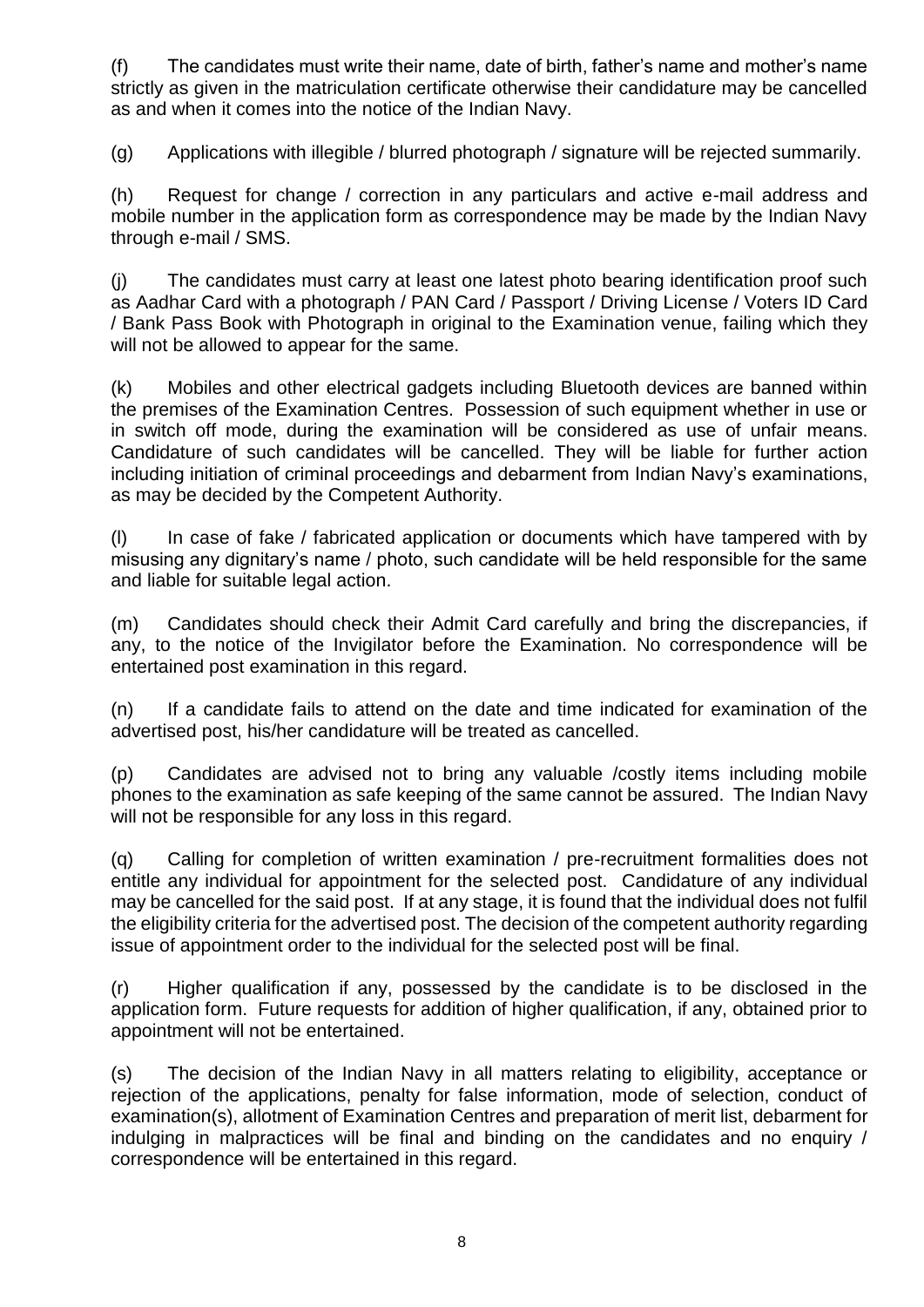(f) The candidates must write their name, date of birth, father's name and mother's name strictly as given in the matriculation certificate otherwise their candidature may be cancelled as and when it comes into the notice of the Indian Navy.

(g) Applications with illegible / blurred photograph / signature will be rejected summarily.

(h) Request for change / correction in any particulars and active e-mail address and mobile number in the application form as correspondence may be made by the Indian Navy through e-mail / SMS.

(j) The candidates must carry at least one latest photo bearing identification proof such as Aadhar Card with a photograph / PAN Card / Passport / Driving License / Voters ID Card / Bank Pass Book with Photograph in original to the Examination venue, failing which they will not be allowed to appear for the same.

(k) Mobiles and other electrical gadgets including Bluetooth devices are banned within the premises of the Examination Centres. Possession of such equipment whether in use or in switch off mode, during the examination will be considered as use of unfair means. Candidature of such candidates will be cancelled. They will be liable for further action including initiation of criminal proceedings and debarment from Indian Navy's examinations, as may be decided by the Competent Authority.

(l) In case of fake / fabricated application or documents which have tampered with by misusing any dignitary's name / photo, such candidate will be held responsible for the same and liable for suitable legal action.

(m) Candidates should check their Admit Card carefully and bring the discrepancies, if any, to the notice of the Invigilator before the Examination. No correspondence will be entertained post examination in this regard.

(n) If a candidate fails to attend on the date and time indicated for examination of the advertised post, his/her candidature will be treated as cancelled.

(p) Candidates are advised not to bring any valuable /costly items including mobile phones to the examination as safe keeping of the same cannot be assured. The Indian Navy will not be responsible for any loss in this regard.

(q) Calling for completion of written examination / pre-recruitment formalities does not entitle any individual for appointment for the selected post. Candidature of any individual may be cancelled for the said post. If at any stage, it is found that the individual does not fulfil the eligibility criteria for the advertised post. The decision of the competent authority regarding issue of appointment order to the individual for the selected post will be final.

(r) Higher qualification if any, possessed by the candidate is to be disclosed in the application form. Future requests for addition of higher qualification, if any, obtained prior to appointment will not be entertained.

(s) The decision of the Indian Navy in all matters relating to eligibility, acceptance or rejection of the applications, penalty for false information, mode of selection, conduct of examination(s), allotment of Examination Centres and preparation of merit list, debarment for indulging in malpractices will be final and binding on the candidates and no enquiry / correspondence will be entertained in this regard.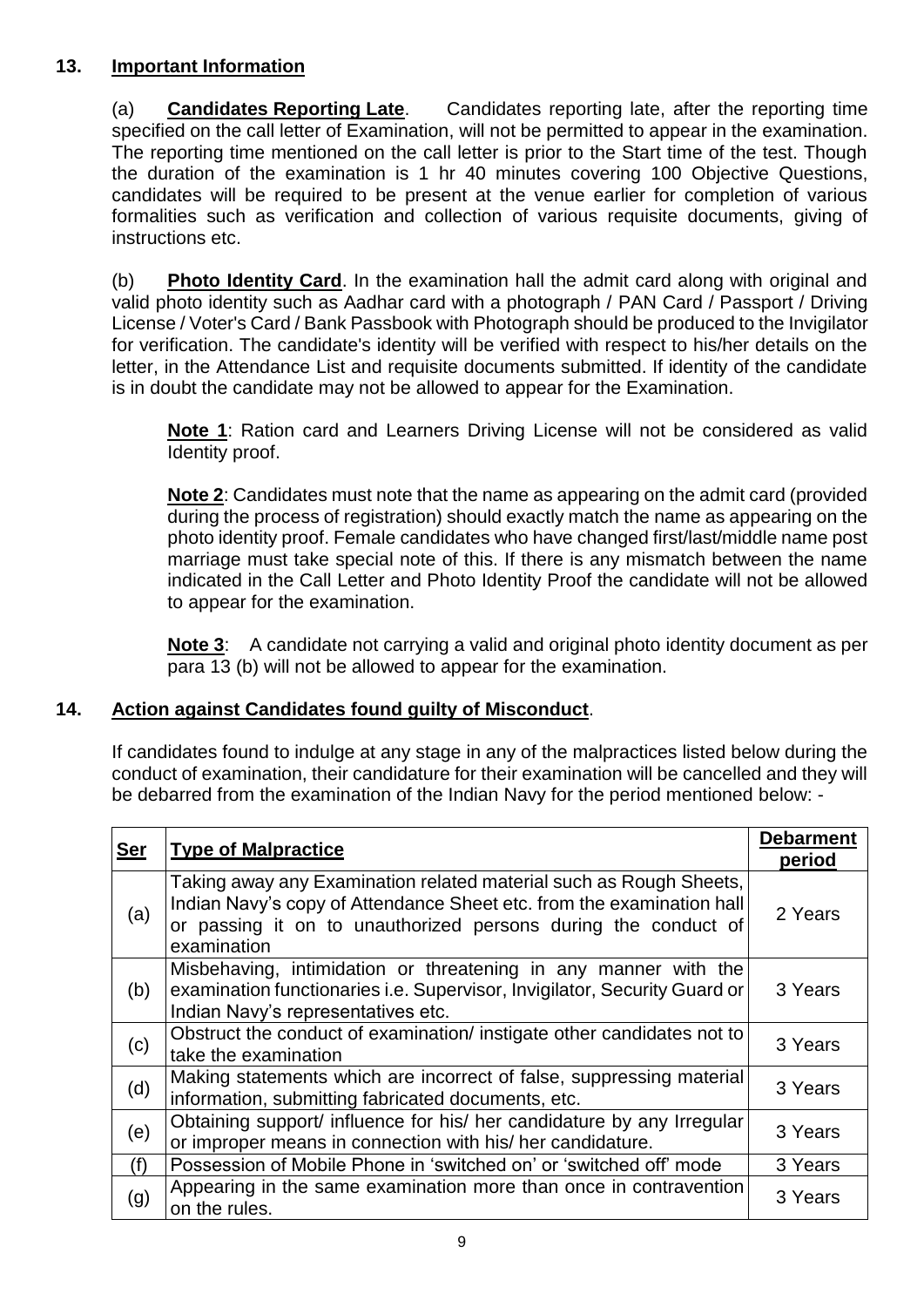**13. Important Information**

(a) **Candidates Reporting Late**. Candidates reporting late, after the reporting time specified on the call letter of Examination, will not be permitted to appear in the examination. The reporting time mentioned on the call letter is prior to the Start time of the test. Though the duration of the examination is 1 hr 40 minutes covering 100 Objective Questions, candidates will be required to be present at the venue earlier for completion of various formalities such as verification and collection of various requisite documents, giving of instructions etc.

(b) **Photo Identity Card**. In the examination hall the admit card along with original and valid photo identity such as Aadhar card with a photograph / PAN Card / Passport / Driving License / Voter's Card / Bank Passbook with Photograph should be produced to the Invigilator for verification. The candidate's identity will be verified with respect to his/her details on the letter, in the Attendance List and requisite documents submitted. If identity of the candidate is in doubt the candidate may not be allowed to appear for the Examination.

**Note 1**: Ration card and Learners Driving License will not be considered as valid Identity proof.

**Note 2**: Candidates must note that the name as appearing on the admit card (provided during the process of registration) should exactly match the name as appearing on the photo identity proof. Female candidates who have changed first/last/middle name post marriage must take special note of this. If there is any mismatch between the name indicated in the Call Letter and Photo Identity Proof the candidate will not be allowed to appear for the examination.

**Note 3**: A candidate not carrying a valid and original photo identity document as per para 13 (b) will not be allowed to appear for the examination.

**14. Action against Candidates found guilty of Misconduct**.

If candidates found to indulge at any stage in any of the malpractices listed below during the conduct of examination, their candidature for their examination will be cancelled and they will be debarred from the examination of the Indian Navy for the period mentioned below: -

| Ser | Type of Malpractice | Debarment period |
|---|---|---|
| (a) | Taking away any Examination related material such as Rough Sheets, Indian Navy's copy of Attendance Sheet etc. from the examination hall or passing it on to unauthorized persons during the conduct of examination | 2 Years |
| (b) | Misbehaving, intimidation or threatening in any manner with the examination functionaries i.e. Supervisor, Invigilator, Security Guard or Indian Navy's representatives etc. | 3 Years |
| (c) | Obstruct the conduct of examination/ instigate other candidates not to take the examination | 3 Years |
| (d) | Making statements which are incorrect of false, suppressing material information, submitting fabricated documents, etc. | 3 Years |
| (e) | Obtaining support/ influence for his/ her candidature by any Irregular or improper means in connection with his/ her candidature. | 3 Years |
| (f) | Possession of Mobile Phone in 'switched on' or 'switched off' mode | 3 Years |
| (g) | Appearing in the same examination more than once in contravention on the rules. | 3 Years |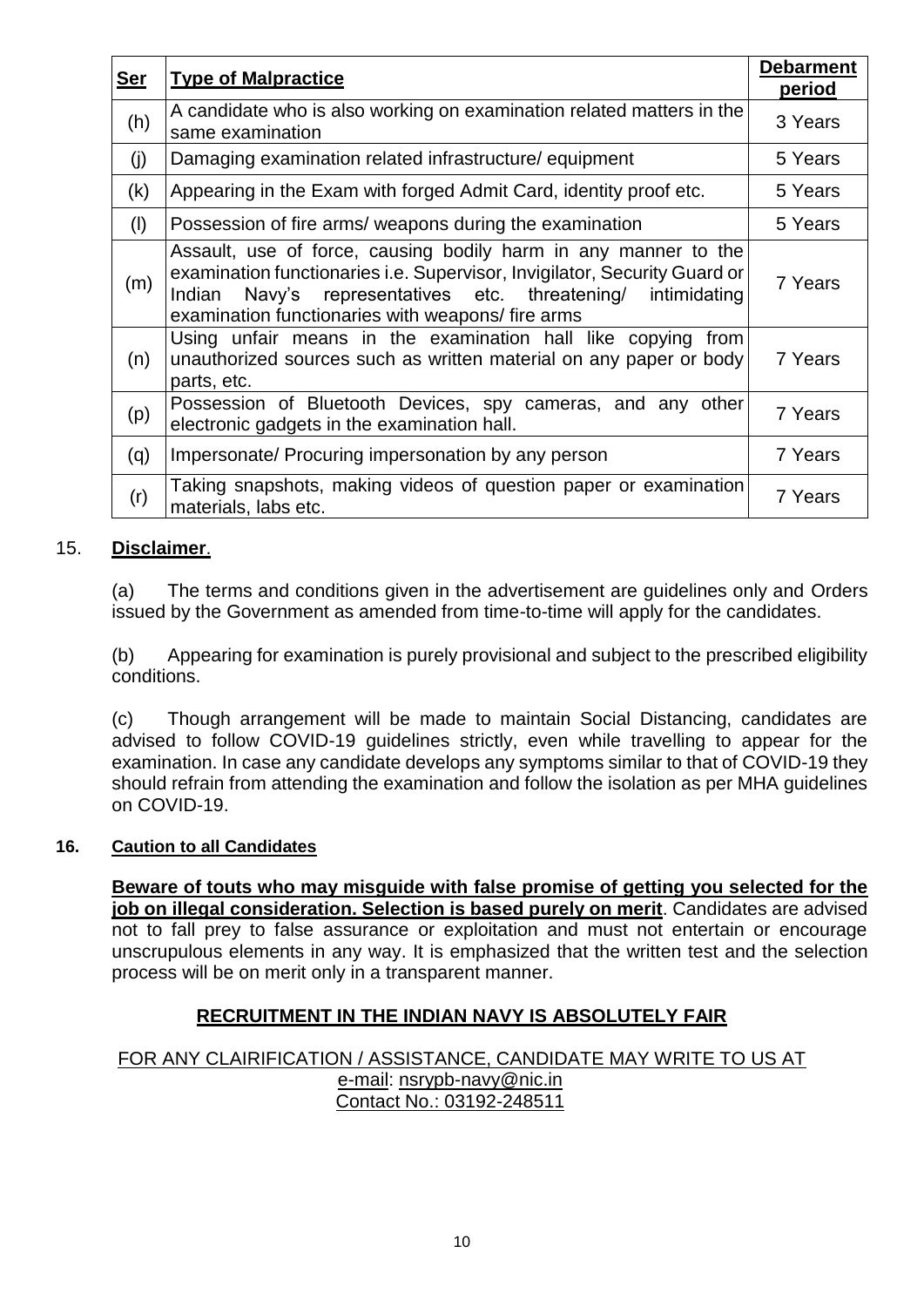| Ser | Type of Malpractice | Debarment period |
|---|---|---|
| (h) | A candidate who is also working on examination related matters in the same examination | 3 Years |
| (j) | Damaging examination related infrastructure/ equipment | 5 Years |
| (k) | Appearing in the Exam with forged Admit Card, identity proof etc. | 5 Years |
| (l) | Possession of fire arms/ weapons during the examination | 5 Years |
| (m) | Assault, use of force, causing bodily harm in any manner to the examination functionaries i.e. Supervisor, Invigilator, Security Guard or Indian Navy's representatives etc. threatening/ intimidating examination functionaries with weapons/ fire arms | 7 Years |
| (n) | Using unfair means in the examination hall like copying from unauthorized sources such as written material on any paper or body parts, etc. | 7 Years |
| (p) | Possession of Bluetooth Devices, spy cameras, and any other electronic gadgets in the examination hall. | 7 Years |
| (q) | Impersonate/ Procuring impersonation by any person | 7 Years |
| (r) | Taking snapshots, making videos of question paper or examination materials, labs etc. | 7 Years |

15. **Disclaimer**.

(a) The terms and conditions given in the advertisement are guidelines only and Orders issued by the Government as amended from time-to-time will apply for the candidates.

(b) Appearing for examination is purely provisional and subject to the prescribed eligibility conditions.

(c) Though arrangement will be made to maintain Social Distancing, candidates are advised to follow COVID-19 guidelines strictly, even while travelling to appear for the examination. In case any candidate develops any symptoms similar to that of COVID-19 they should refrain from attending the examination and follow the isolation as per MHA guidelines on COVID-19.

**16. Caution to all Candidates**

**Beware of touts who may misguide with false promise of getting you selected for the job on illegal consideration. Selection is based purely on merit**. Candidates are advised not to fall prey to false assurance or exploitation and must not entertain or encourage unscrupulous elements in any way. It is emphasized that the written test and the selection process will be on merit only in a transparent manner.

**RECRUITMENT IN THE INDIAN NAVY IS ABSOLUTELY FAIR**

FOR ANY CLAIRIFICATION / ASSISTANCE, CANDIDATE MAY WRITE TO US AT
e-mail: nsrypb-navy@nic.in
Contact No.: 03192-248511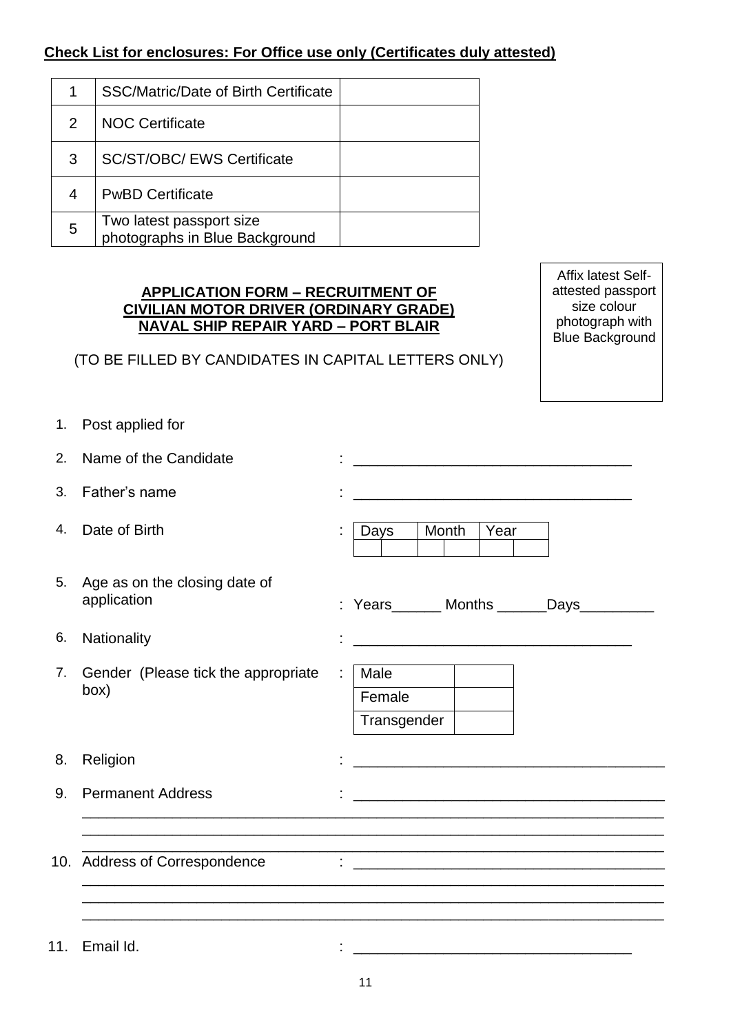**Check List for enclosures: For Office use only (Certificates duly attested)**

| | | |
|---|---|---|
| 1 | SSC/Matric/Date of Birth Certificate | |
| 2 | NOC Certificate | |
| 3 | SC/ST/OBC/ EWS Certificate | |
| 4 | PwBD Certificate | |
| 5 | Two latest passport size photographs in Blue Background | |

Affix latest Self-attested passport size colour photograph with Blue Background

**APPLICATION FORM – RECRUITMENT OF CIVILIAN MOTOR DRIVER (ORDINARY GRADE) NAVAL SHIP REPAIR YARD – PORT BLAIR**

(TO BE FILLED BY CANDIDATES IN CAPITAL LETTERS ONLY)

1. Post applied for
2. Name of the Candidate : ________________________________
3. Father's name : ________________________________
4. Date of Birth :

| Days | | Month | | Year | |
|---|---|---|---|---|---|
| | | | | | |

5. Age as on the closing date of application : Years______ Months ______Days_________
6. Nationality : ________________________________
7. Gender (Please tick the appropriate box) :

| | |
|---|---|
| Male | |
| Female | |
| Transgender | |

8. Religion : ________________________________
9. Permanent Address : ________________________________
________________________________________________________________
________________________________________________________
________________________________________________________________
10. Address of Correspondence : ________________________________
________________________________________________________________
________________________________________________________________
________________________________________________________________
11. Email Id. : ________________________________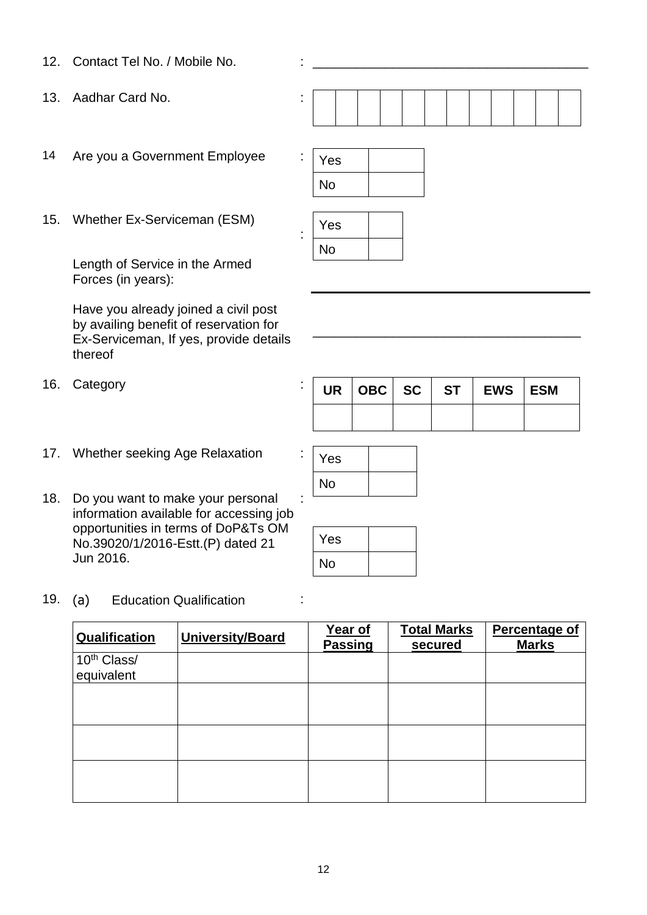12. Contact Tel No. / Mobile No. : ______________________________________

13. Aadhar Card No. :

| | | | | | | | | | | | |
|---|---|---|---|---|---|---|---|---|---|---|---|
| | | | | | | | | | | | |

14 Are you a Government Employee :

| | |
|---|---|
| Yes | |
| No | |

15. Whether Ex-Serviceman (ESM) :

| | |
|---|---|
| Yes | |
| No | |

Length of Service in the Armed Forces (in years): ______________________________________

Have you already joined a civil post by availing benefit of reservation for Ex-Serviceman, If yes, provide details thereof ______________________________________

16. Category :

| UR | OBC | SC | ST | EWS | ESM |
|---|---|---|---|---|---|
| | | | | | |

17. Whether seeking Age Relaxation :

| | |
|---|---|
| Yes | |
| No | |

18. Do you want to make your personal information available for accessing job opportunities in terms of DoP&Ts OM No.39020/1/2016-Estt.(P) dated 21 Jun 2016. :

| | |
|---|---|
| Yes | |
| No | |

19. (a) Education Qualification :

| **Qualification** | **University/Board** | **Year of Passing** | **Total Marks secured** | **Percentage of Marks** |
|---|---|---|---|---|
| 10th Class/ equivalent | | | | |
| | | | | |
| | | | | |
| | | | | |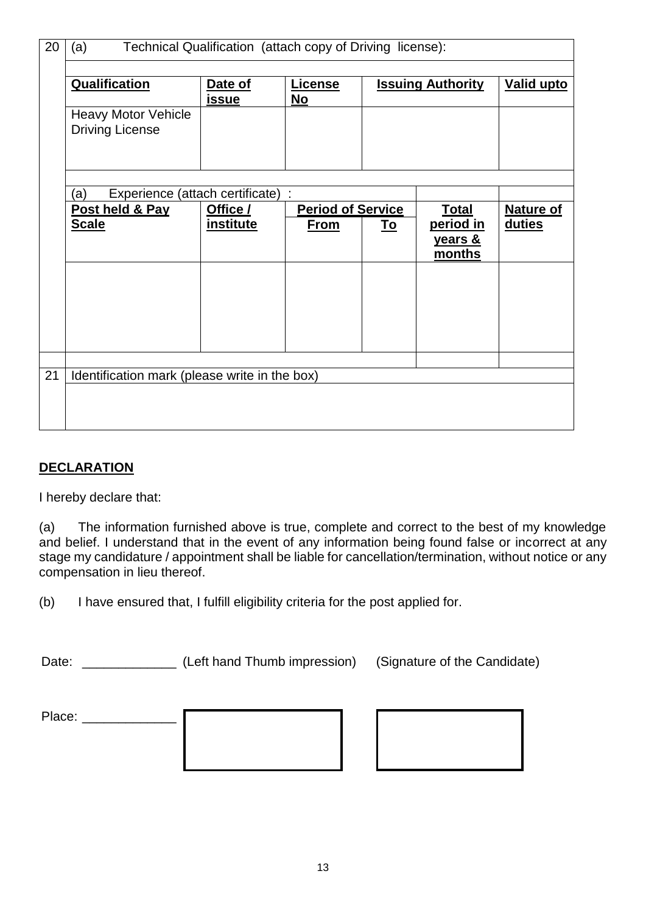| | | | | | | |
|---|---|---|---|---|---|---|
| 20 | (a) Technical Qualification (attach copy of Driving license): | | | | | |
| | **Qualification** | **Date of issue** | **License No** | **Issuing Authority** | | **Valid upto** |
| | Heavy Motor Vehicle Driving License | | | | | |
| | (a) Experience (attach certificate) : | | | | | |
| | **Post held & Pay Scale** | **Office / institute** | **Period of Service** | | **Total period in years & months** | **Nature of duties** |
| | | | **From** | **To** | | |
| | | | | | | |
| 21 | Identification mark (please write in the box) | | | | | |
| | | | | | | |

**DECLARATION**

I hereby declare that:

(a) The information furnished above is true, complete and correct to the best of my knowledge and belief. I understand that in the event of any information being found false or incorrect at any stage my candidature / appointment shall be liable for cancellation/termination, without notice or any compensation in lieu thereof.

(b) I have ensured that, I fulfill eligibility criteria for the post applied for.

Date: _____________ (Left hand Thumb impression) (Signature of the Candidate)

Place: _____________